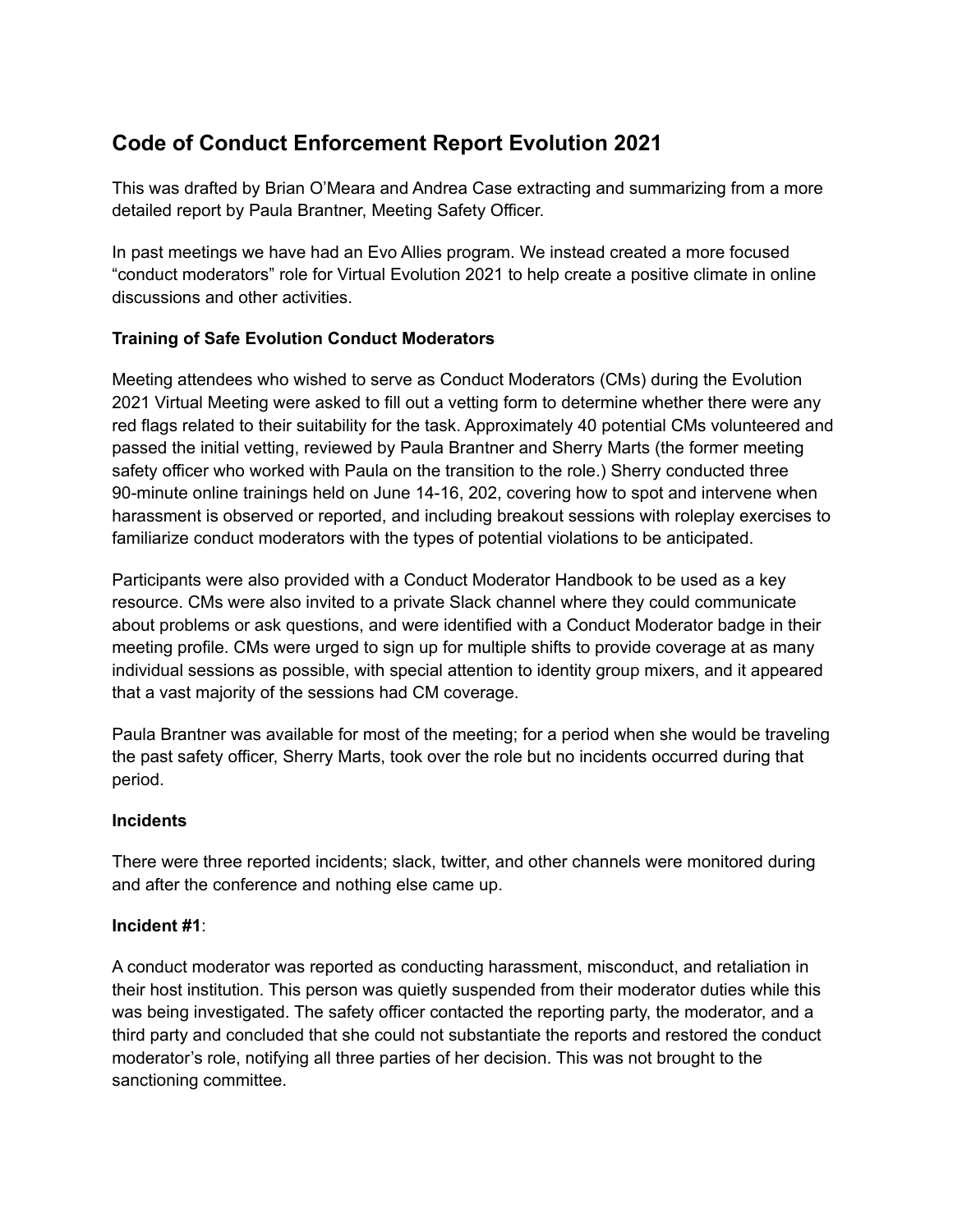# Code of Conduct Enforcement Report Evolution 2021

This was drafted by Brian O'Meara and Andrea Case extracting and summarizing from a more detailed report by Paula Brantner, Meeting Safety Officer.

In past meetings we have had an Evo Allies program. We instead created a more focused "conduct moderators" role for Virtual Evolution 2021 to help create a positive climate in online discussions and other activities.

### Training of Safe Evolution Conduct Moderators

Meeting attendees who wished to serve as Conduct Moderators (CMs) during the Evolution 2021 Virtual Meeting were asked to fill out a vetting form to determine whether there were any red flags related to their suitability for the task. Approximately 40 potential CMs volunteered and passed the initial vetting, reviewed by Paula Brantner and Sherry Marts (the former meeting safety officer who worked with Paula on the transition to the role.) Sherry conducted three 90-minute online trainings held on June 14-16, 202, covering how to spot and intervene when harassment is observed or reported, and including breakout sessions with roleplay exercises to familiarize conduct moderators with the types of potential violations to be anticipated.

Participants were also provided with a Conduct Moderator Handbook to be used as a key resource. CMs were also invited to a private Slack channel where they could communicate about problems or ask questions, and were identified with a Conduct Moderator badge in their meeting profile. CMs were urged to sign up for multiple shifts to provide coverage at as many individual sessions as possible, with special attention to identity group mixers, and it appeared that a vast majority of the sessions had CM coverage.

Paula Brantner was available for most of the meeting; for a period when she would be traveling the past safety officer, Sherry Marts, took over the role but no incidents occurred during that period.

### Incidents

There were three reported incidents; slack, twitter, and other channels were monitored during and after the conference and nothing else came up.

**Incident #1**:

A conduct moderator was reported as conducting harassment, misconduct, and retaliation in their host institution. This person was quietly suspended from their moderator duties while this was being investigated. The safety officer contacted the reporting party, the moderator, and a third party and concluded that she could not substantiate the reports and restored the conduct moderator's role, notifying all three parties of her decision. This was not brought to the sanctioning committee.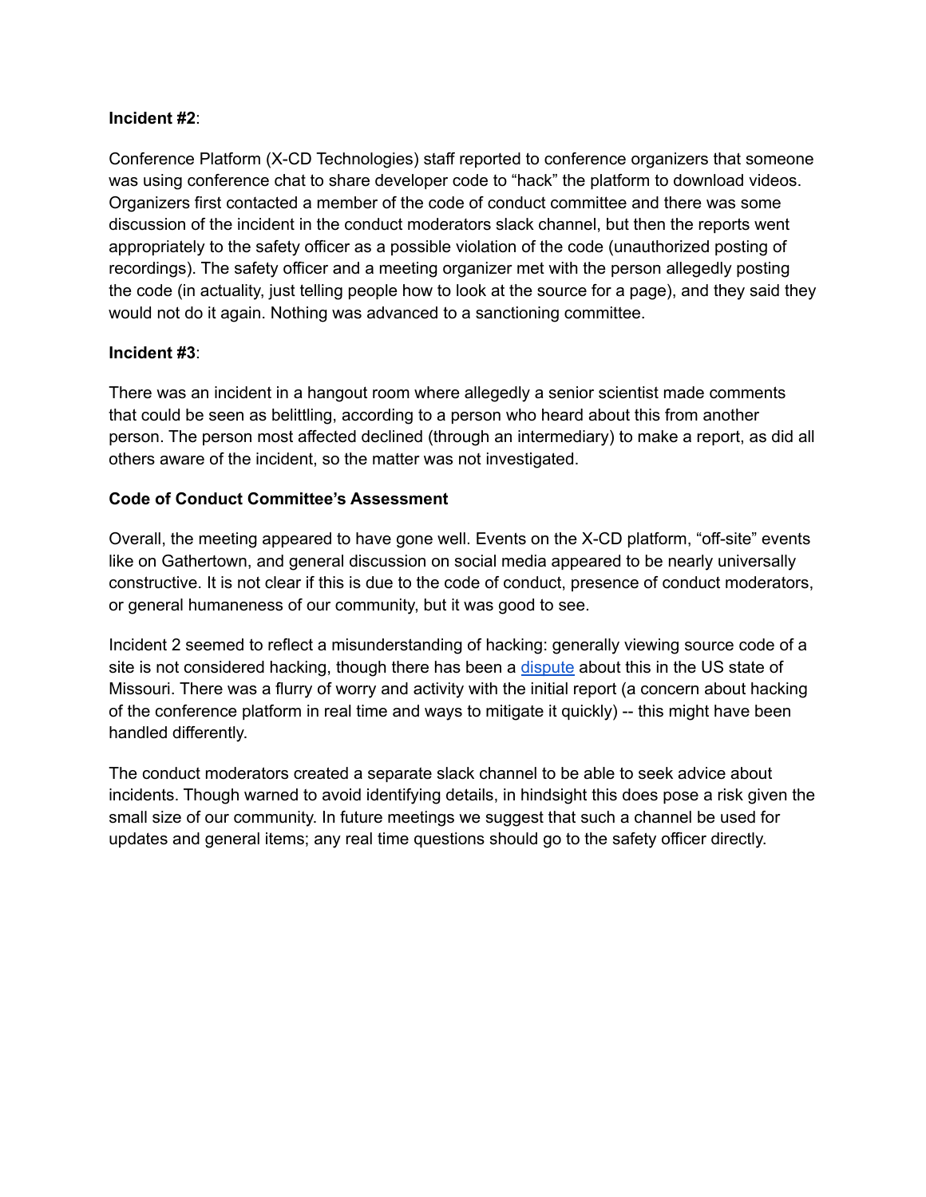**Incident #2**:

Conference Platform (X-CD Technologies) staff reported to conference organizers that someone was using conference chat to share developer code to "hack" the platform to download videos. Organizers first contacted a member of the code of conduct committee and there was some discussion of the incident in the conduct moderators slack channel, but then the reports went appropriately to the safety officer as a possible violation of the code (unauthorized posting of recordings). The safety officer and a meeting organizer met with the person allegedly posting the code (in actuality, just telling people how to look at the source for a page), and they said they would not do it again. Nothing was advanced to a sanctioning committee.

**Incident #3**:

There was an incident in a hangout room where allegedly a senior scientist made comments that could be seen as belittling, according to a person who heard about this from another person. The person most affected declined (through an intermediary) to make a report, as did all others aware of the incident, so the matter was not investigated.

**Code of Conduct Committee's Assessment**

Overall, the meeting appeared to have gone well. Events on the X-CD platform, "off-site" events like on Gathertown, and general discussion on social media appeared to be nearly universally constructive. It is not clear if this is due to the code of conduct, presence of conduct moderators, or general humaneness of our community, but it was good to see.

Incident 2 seemed to reflect a misunderstanding of hacking: generally viewing source code of a site is not considered hacking, though there has been a dispute about this in the US state of Missouri. There was a flurry of worry and activity with the initial report (a concern about hacking of the conference platform in real time and ways to mitigate it quickly) -- this might have been handled differently.

The conduct moderators created a separate slack channel to be able to seek advice about incidents. Though warned to avoid identifying details, in hindsight this does pose a risk given the small size of our community. In future meetings we suggest that such a channel be used for updates and general items; any real time questions should go to the safety officer directly.